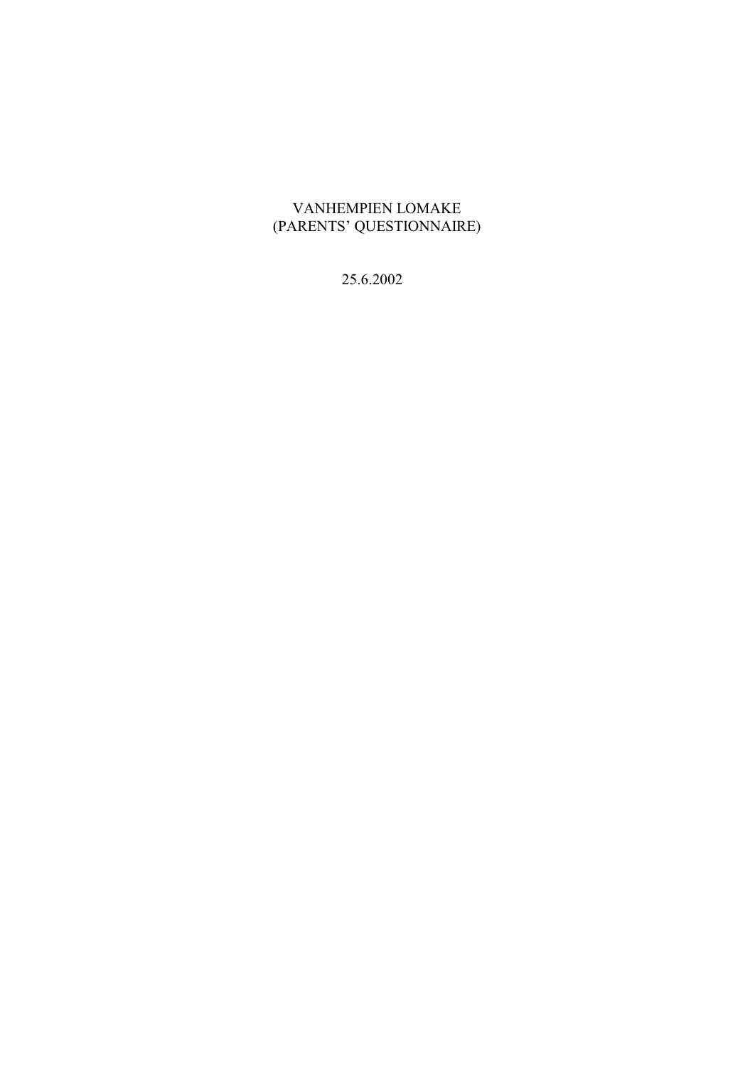# VANHEMPIEN LOMAKE
# (PARENTS' QUESTIONNAIRE)

25.6.2002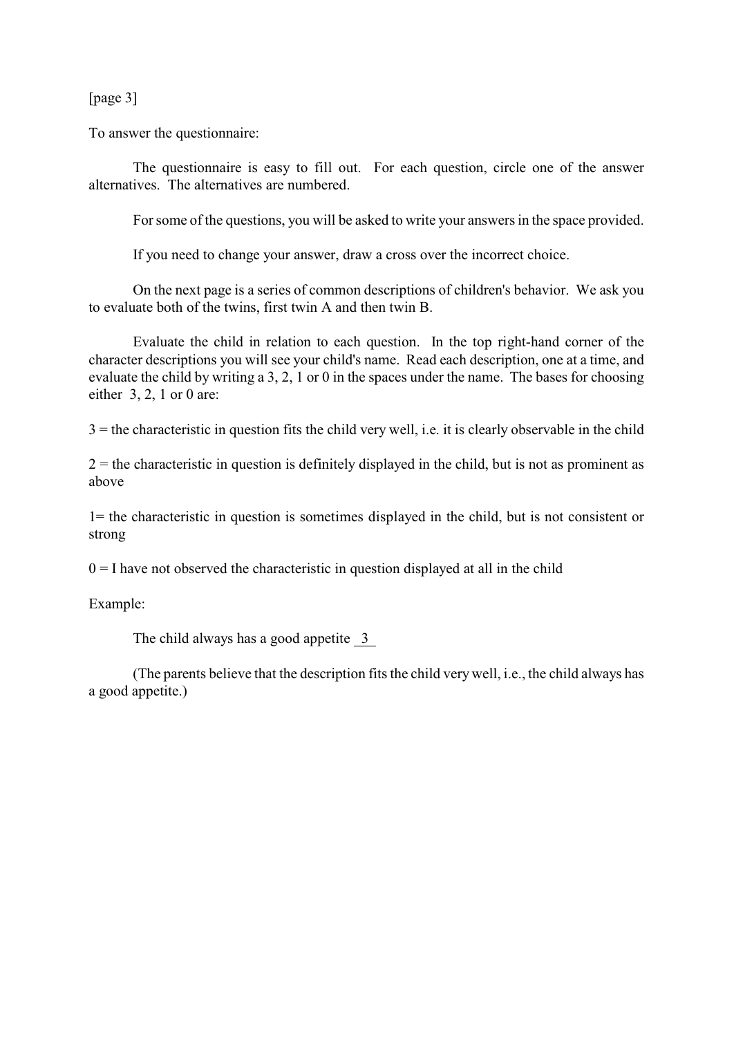[page 3]

To answer the questionnaire:

The questionnaire is easy to fill out. For each question, circle one of the answer alternatives. The alternatives are numbered.

For some of the questions, you will be asked to write your answers in the space provided.

If you need to change your answer, draw a cross over the incorrect choice.

On the next page is a series of common descriptions of children's behavior. We ask you to evaluate both of the twins, first twin A and then twin B.

Evaluate the child in relation to each question. In the top right-hand corner of the character descriptions you will see your child's name. Read each description, one at a time, and evaluate the child by writing a 3, 2, 1 or 0 in the spaces under the name. The bases for choosing either 3, 2, 1 or 0 are:

3 = the characteristic in question fits the child very well, i.e. it is clearly observable in the child

2 = the characteristic in question is definitely displayed in the child, but is not as prominent as above

1= the characteristic in question is sometimes displayed in the child, but is not consistent or strong

0 = I have not observed the characteristic in question displayed at all in the child

Example:

The child always has a good appetite 3

(The parents believe that the description fits the child very well, i.e., the child always has a good appetite.)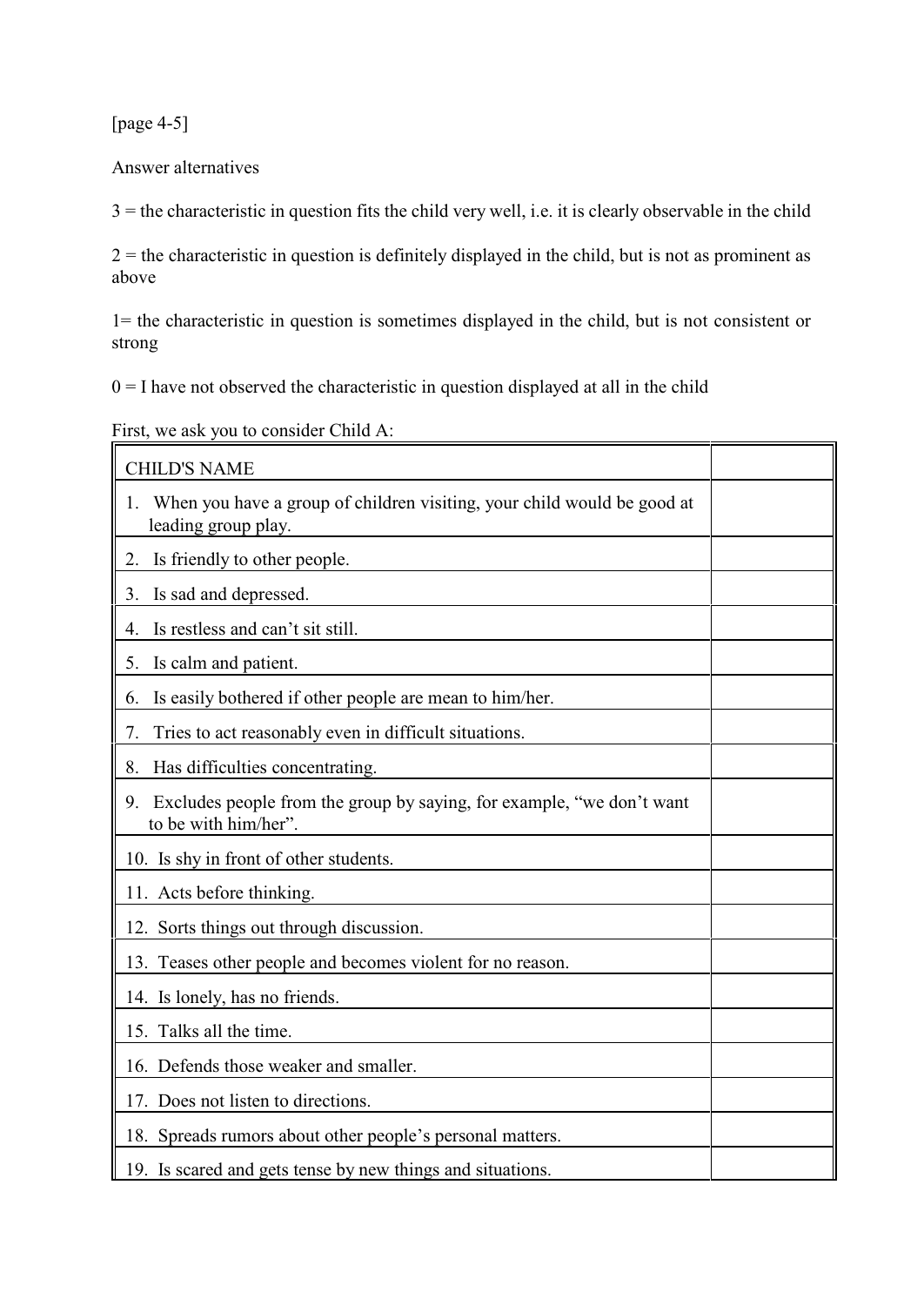[page 4-5]

Answer alternatives

3 = the characteristic in question fits the child very well, i.e. it is clearly observable in the child

2 = the characteristic in question is definitely displayed in the child, but is not as prominent as above

1= the characteristic in question is sometimes displayed in the child, but is not consistent or strong

0 = I have not observed the characteristic in question displayed at all in the child

First, we ask you to consider Child A:

| CHILD'S NAME | |
|---|---|
| 1. When you have a group of children visiting, your child would be good at leading group play. | |
| 2. Is friendly to other people. | |
| 3. Is sad and depressed. | |
| 4. Is restless and can't sit still. | |
| 5. Is calm and patient. | |
| 6. Is easily bothered if other people are mean to him/her. | |
| 7. Tries to act reasonably even in difficult situations. | |
| 8. Has difficulties concentrating. | |
| 9. Excludes people from the group by saying, for example, "we don't want to be with him/her". | |
| 10. Is shy in front of other students. | |
| 11. Acts before thinking. | |
| 12. Sorts things out through discussion. | |
| 13. Teases other people and becomes violent for no reason. | |
| 14. Is lonely, has no friends. | |
| 15. Talks all the time. | |
| 16. Defends those weaker and smaller. | |
| 17. Does not listen to directions. | |
| 18. Spreads rumors about other people's personal matters. | |
| 19. Is scared and gets tense by new things and situations. | |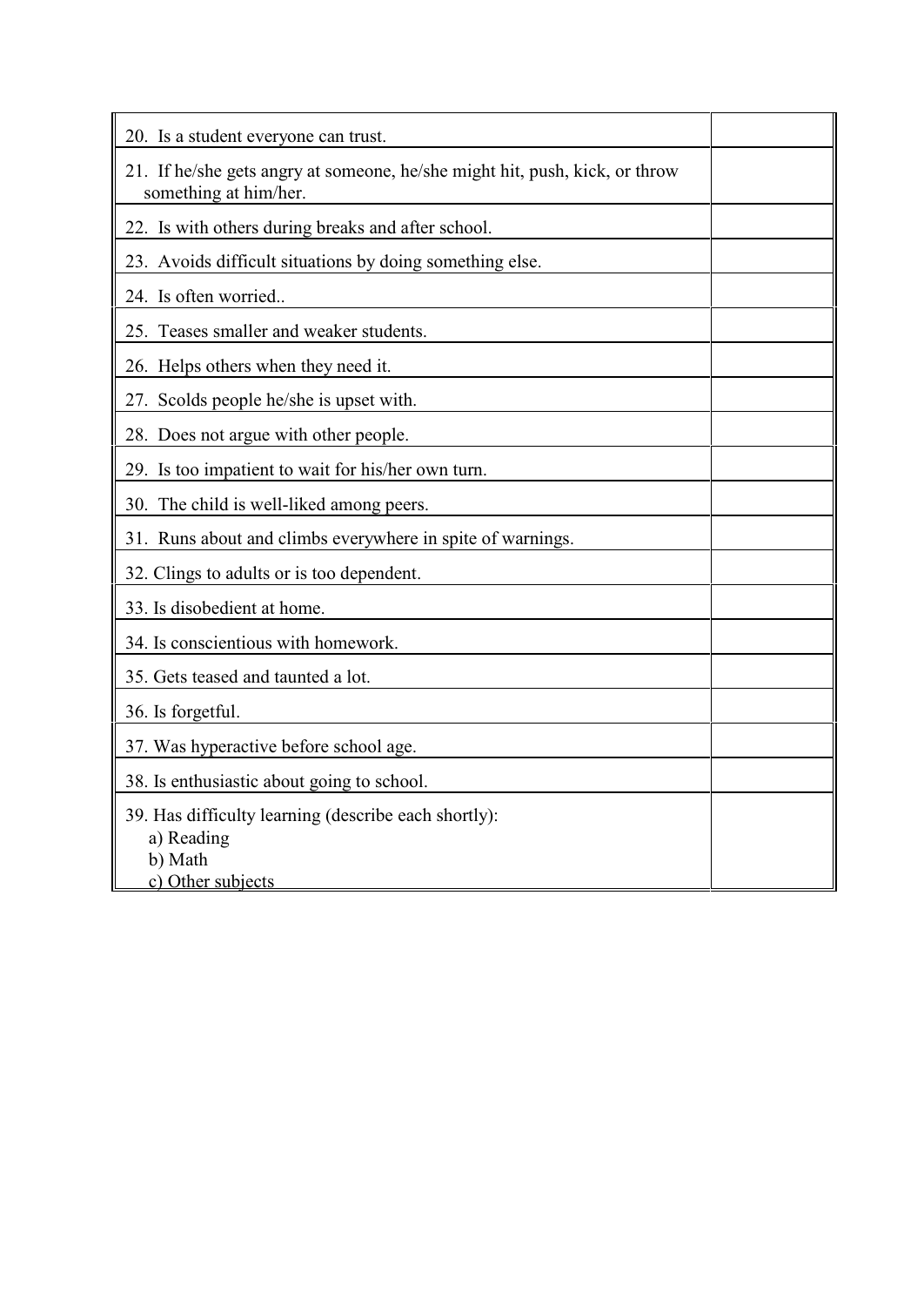| | |
|---|---|
| 20. Is a student everyone can trust. | |
| 21. If he/she gets angry at someone, he/she might hit, push, kick, or throw something at him/her. | |
| 22. Is with others during breaks and after school. | |
| 23. Avoids difficult situations by doing something else. | |
| 24. Is often worried.. | |
| 25. Teases smaller and weaker students. | |
| 26. Helps others when they need it. | |
| 27. Scolds people he/she is upset with. | |
| 28. Does not argue with other people. | |
| 29. Is too impatient to wait for his/her own turn. | |
| 30. The child is well-liked among peers. | |
| 31. Runs about and climbs everywhere in spite of warnings. | |
| 32. Clings to adults or is too dependent. | |
| 33. Is disobedient at home. | |
| 34. Is conscientious with homework. | |
| 35. Gets teased and taunted a lot. | |
| 36. Is forgetful. | |
| 37. Was hyperactive before school age. | |
| 38. Is enthusiastic about going to school. | |
| 39. Has difficulty learning (describe each shortly):<br>a) Reading<br>b) Math<br>c) Other subjects | |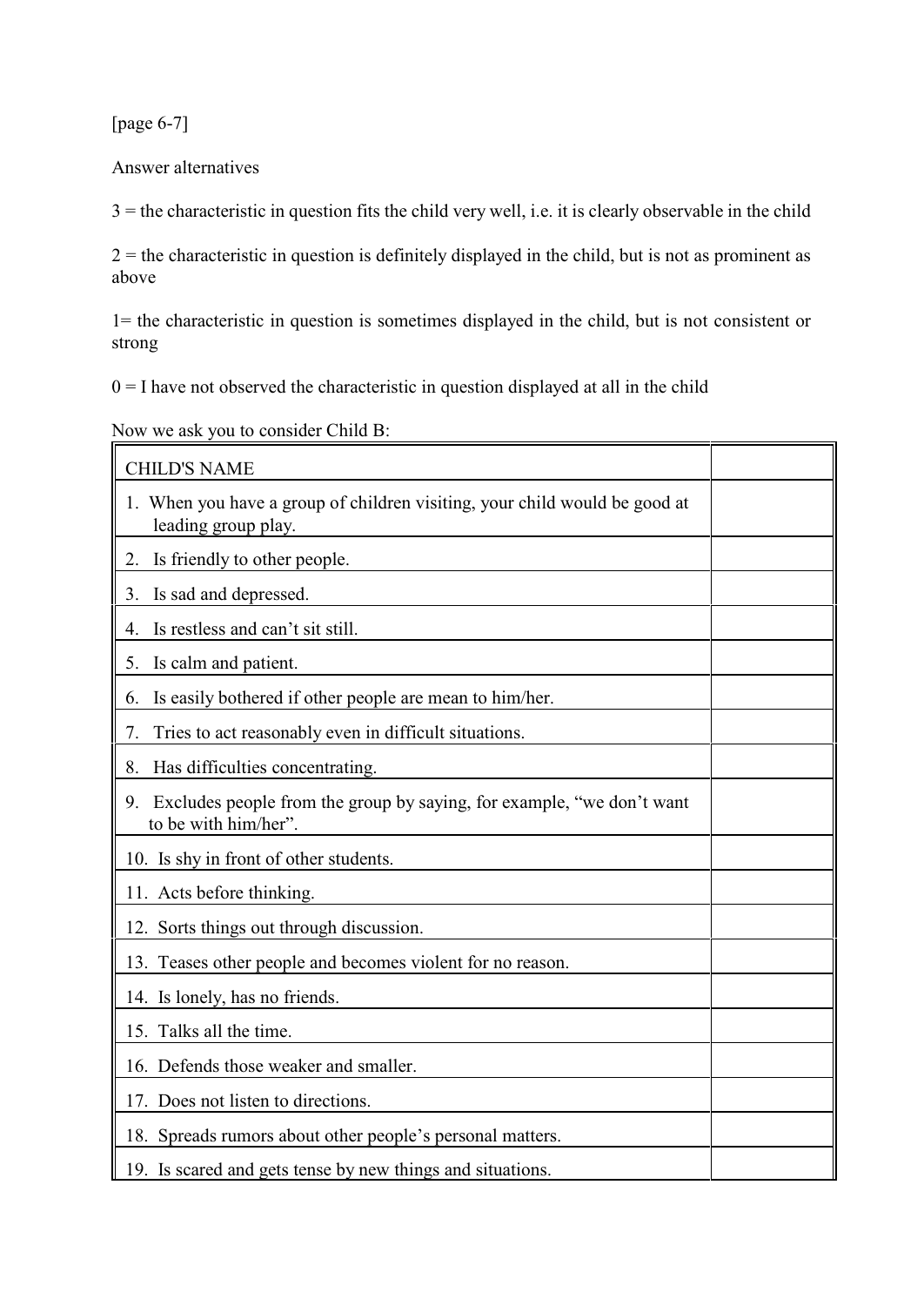[page 6-7]

Answer alternatives

3 = the characteristic in question fits the child very well, i.e. it is clearly observable in the child

2 = the characteristic in question is definitely displayed in the child, but is not as prominent as above

1= the characteristic in question is sometimes displayed in the child, but is not consistent or strong

0 = I have not observed the characteristic in question displayed at all in the child

Now we ask you to consider Child B:

| CHILD'S NAME | |
|---|---|
| 1. When you have a group of children visiting, your child would be good at leading group play. | |
| 2. Is friendly to other people. | |
| 3. Is sad and depressed. | |
| 4. Is restless and can't sit still. | |
| 5. Is calm and patient. | |
| 6. Is easily bothered if other people are mean to him/her. | |
| 7. Tries to act reasonably even in difficult situations. | |
| 8. Has difficulties concentrating. | |
| 9. Excludes people from the group by saying, for example, "we don't want to be with him/her". | |
| 10. Is shy in front of other students. | |
| 11. Acts before thinking. | |
| 12. Sorts things out through discussion. | |
| 13. Teases other people and becomes violent for no reason. | |
| 14. Is lonely, has no friends. | |
| 15. Talks all the time. | |
| 16. Defends those weaker and smaller. | |
| 17. Does not listen to directions. | |
| 18. Spreads rumors about other people's personal matters. | |
| 19. Is scared and gets tense by new things and situations. | |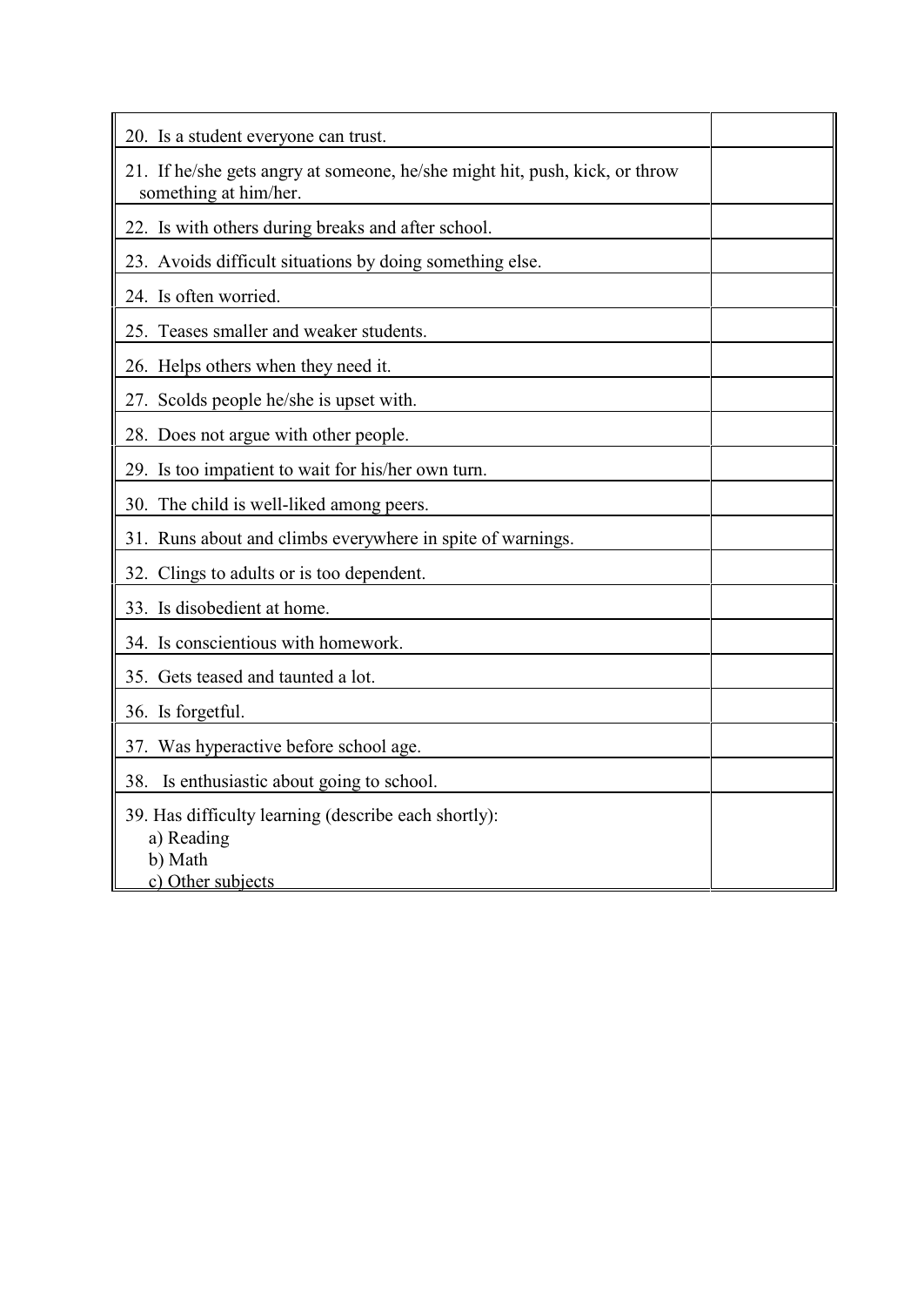| | |
|---|---|
| 20. Is a student everyone can trust. | |
| 21. If he/she gets angry at someone, he/she might hit, push, kick, or throw something at him/her. | |
| 22. Is with others during breaks and after school. | |
| 23. Avoids difficult situations by doing something else. | |
| 24. Is often worried. | |
| 25. Teases smaller and weaker students. | |
| 26. Helps others when they need it. | |
| 27. Scolds people he/she is upset with. | |
| 28. Does not argue with other people. | |
| 29. Is too impatient to wait for his/her own turn. | |
| 30. The child is well-liked among peers. | |
| 31. Runs about and climbs everywhere in spite of warnings. | |
| 32. Clings to adults or is too dependent. | |
| 33. Is disobedient at home. | |
| 34. Is conscientious with homework. | |
| 35. Gets teased and taunted a lot. | |
| 36. Is forgetful. | |
| 37. Was hyperactive before school age. | |
| 38. Is enthusiastic about going to school. | |
| 39. Has difficulty learning (describe each shortly):<br>a) Reading<br>b) Math<br>c) Other subjects | |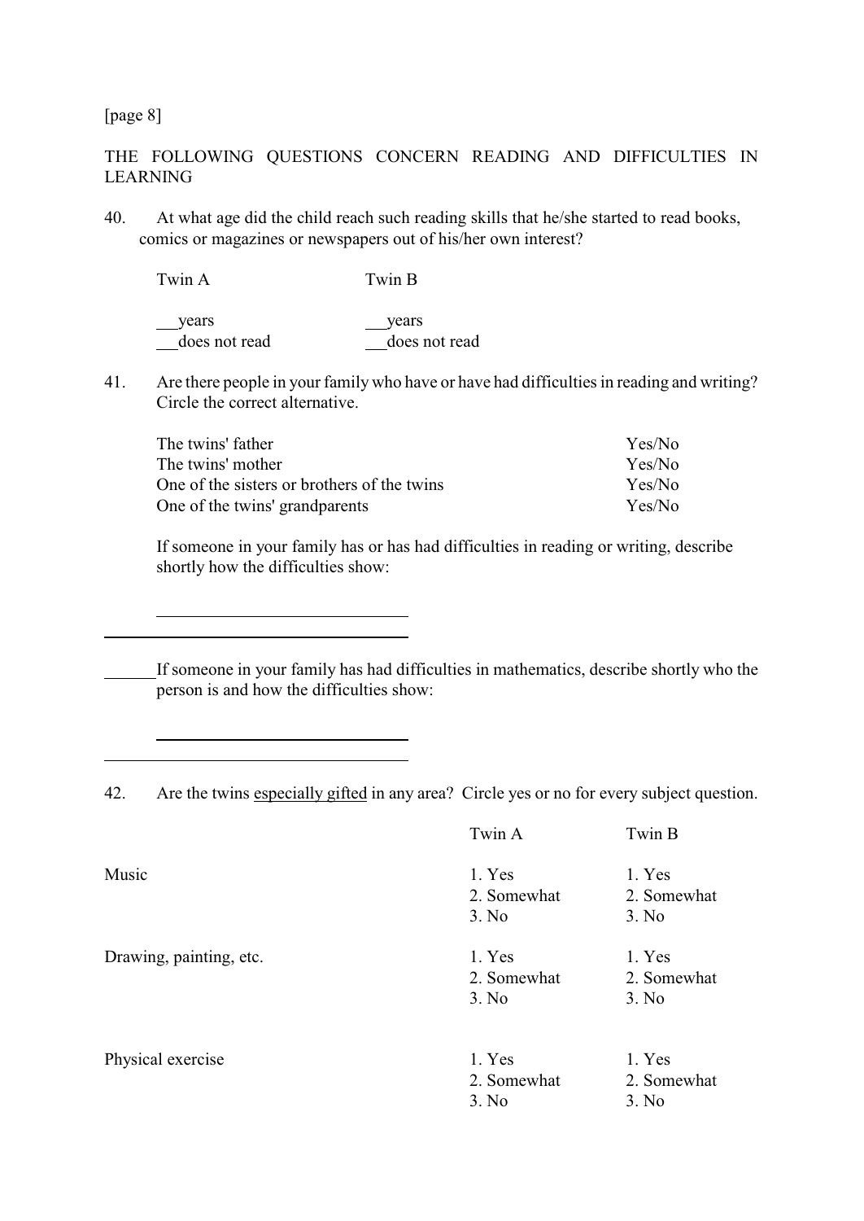[page 8]

THE FOLLOWING QUESTIONS CONCERN READING AND DIFFICULTIES IN LEARNING

40. At what age did the child reach such reading skills that he/she started to read books, comics or magazines or newspapers out of his/her own interest?

| Twin A | Twin B |
|---|---|
| ___years | ___years |
| ___does not read | ___does not read |

41. Are there people in your family who have or have had difficulties in reading and writing? Circle the correct alternative.

| | |
|---|---|
| The twins' father | Yes/No |
| The twins' mother | Yes/No |
| One of the sisters or brothers of the twins | Yes/No |
| One of the twins' grandparents | Yes/No |

If someone in your family has or has had difficulties in reading or writing, describe shortly how the difficulties show:

______________________________

______________________________

If someone in your family has had difficulties in mathematics, describe shortly who the person is and how the difficulties show:

______________________________

______________________________

42. Are the twins <u>especially gifted</u> in any area? Circle yes or no for every subject question.

| | Twin A | Twin B |
|---|---|---|
| Music | 1. Yes<br>2. Somewhat<br>3. No | 1. Yes<br>2. Somewhat<br>3. No |
| Drawing, painting, etc. | 1. Yes<br>2. Somewhat<br>3. No | 1. Yes<br>2. Somewhat<br>3. No |
| Physical exercise | 1. Yes<br>2. Somewhat<br>3. No | 1. Yes<br>2. Somewhat<br>3. No |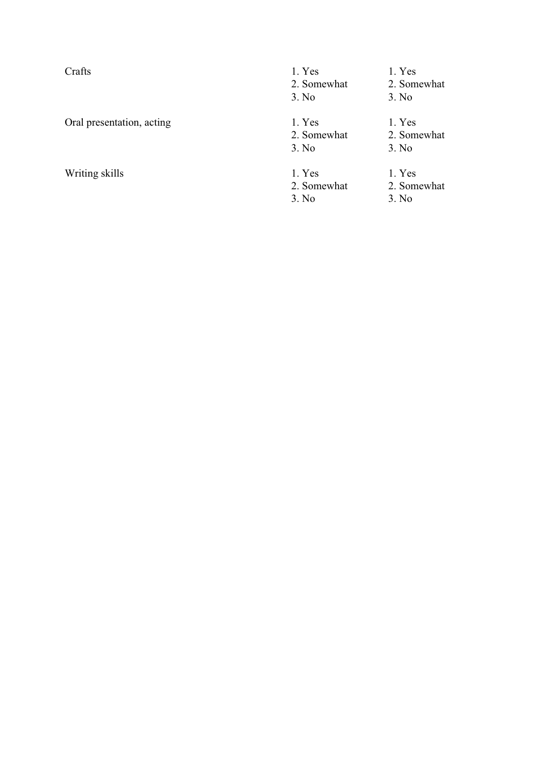| | | |
|---|---|---|
| Crafts | 1. Yes<br>2. Somewhat<br>3. No | 1. Yes<br>2. Somewhat<br>3. No |
| Oral presentation, acting | 1. Yes<br>2. Somewhat<br>3. No | 1. Yes<br>2. Somewhat<br>3. No |
| Writing skills | 1. Yes<br>2. Somewhat<br>3. No | 1. Yes<br>2. Somewhat<br>3. No |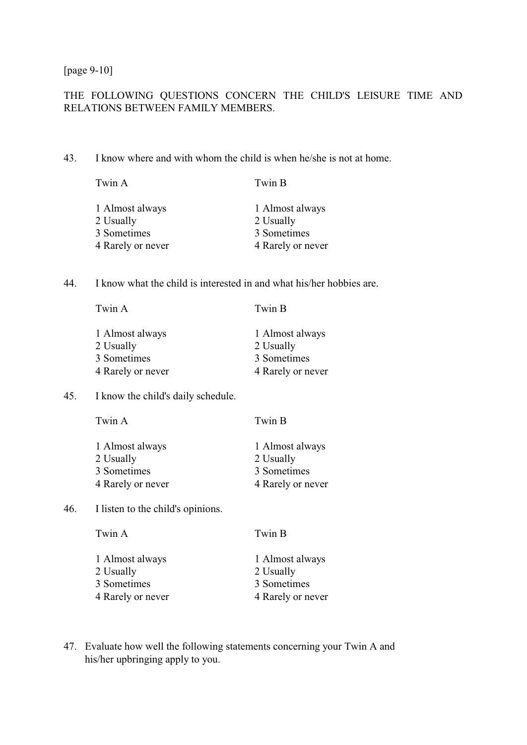[page 9-10]

THE FOLLOWING QUESTIONS CONCERN THE CHILD'S LEISURE TIME AND RELATIONS BETWEEN FAMILY MEMBERS.

43. I know where and with whom the child is when he/she is not at home.

| Twin A | Twin B |
| --- | --- |
| 1 Almost always | 1 Almost always |
| 2 Usually | 2 Usually |
| 3 Sometimes | 3 Sometimes |
| 4 Rarely or never | 4 Rarely or never |

44. I know what the child is interested in and what his/her hobbies are.

| Twin A | Twin B |
| --- | --- |
| 1 Almost always | 1 Almost always |
| 2 Usually | 2 Usually |
| 3 Sometimes | 3 Sometimes |
| 4 Rarely or never | 4 Rarely or never |

45. I know the child's daily schedule.

| Twin A | Twin B |
| --- | --- |
| 1 Almost always | 1 Almost always |
| 2 Usually | 2 Usually |
| 3 Sometimes | 3 Sometimes |
| 4 Rarely or never | 4 Rarely or never |

46. I listen to the child's opinions.

| Twin A | Twin B |
| --- | --- |
| 1 Almost always | 1 Almost always |
| 2 Usually | 2 Usually |
| 3 Sometimes | 3 Sometimes |
| 4 Rarely or never | 4 Rarely or never |

47. Evaluate how well the following statements concerning your Twin A and his/her upbringing apply to you.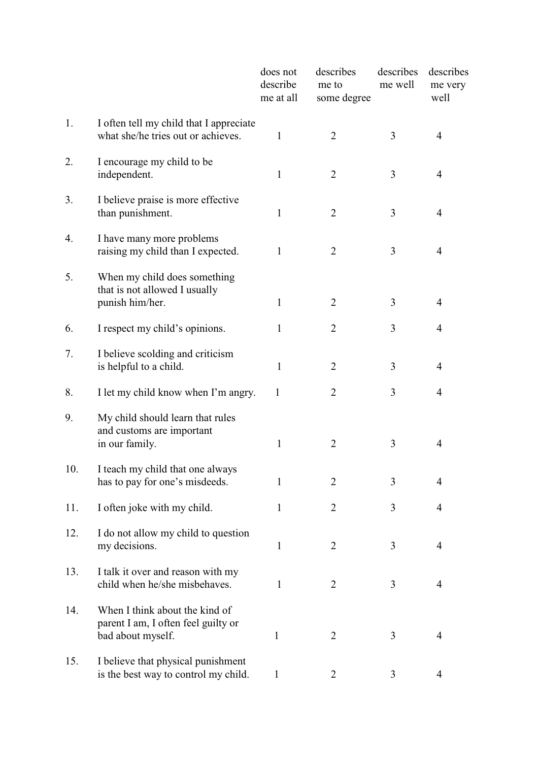| | | does not describe me at all | describes me to some degree | describes me well | describes me very well |
|---|---|---|---|---|---|
| 1. | I often tell my child that I appreciate what she/he tries out or achieves. | 1 | 2 | 3 | 4 |
| 2. | I encourage my child to be independent. | 1 | 2 | 3 | 4 |
| 3. | I believe praise is more effective than punishment. | 1 | 2 | 3 | 4 |
| 4. | I have many more problems raising my child than I expected. | 1 | 2 | 3 | 4 |
| 5. | When my child does something that is not allowed I usually punish him/her. | 1 | 2 | 3 | 4 |
| 6. | I respect my child's opinions. | 1 | 2 | 3 | 4 |
| 7. | I believe scolding and criticism is helpful to a child. | 1 | 2 | 3 | 4 |
| 8. | I let my child know when I'm angry. | 1 | 2 | 3 | 4 |
| 9. | My child should learn that rules and customs are important in our family. | 1 | 2 | 3 | 4 |
| 10. | I teach my child that one always has to pay for one's misdeeds. | 1 | 2 | 3 | 4 |
| 11. | I often joke with my child. | 1 | 2 | 3 | 4 |
| 12. | I do not allow my child to question my decisions. | 1 | 2 | 3 | 4 |
| 13. | I talk it over and reason with my child when he/she misbehaves. | 1 | 2 | 3 | 4 |
| 14. | When I think about the kind of parent I am, I often feel guilty or bad about myself. | 1 | 2 | 3 | 4 |
| 15. | I believe that physical punishment is the best way to control my child. | 1 | 2 | 3 | 4 |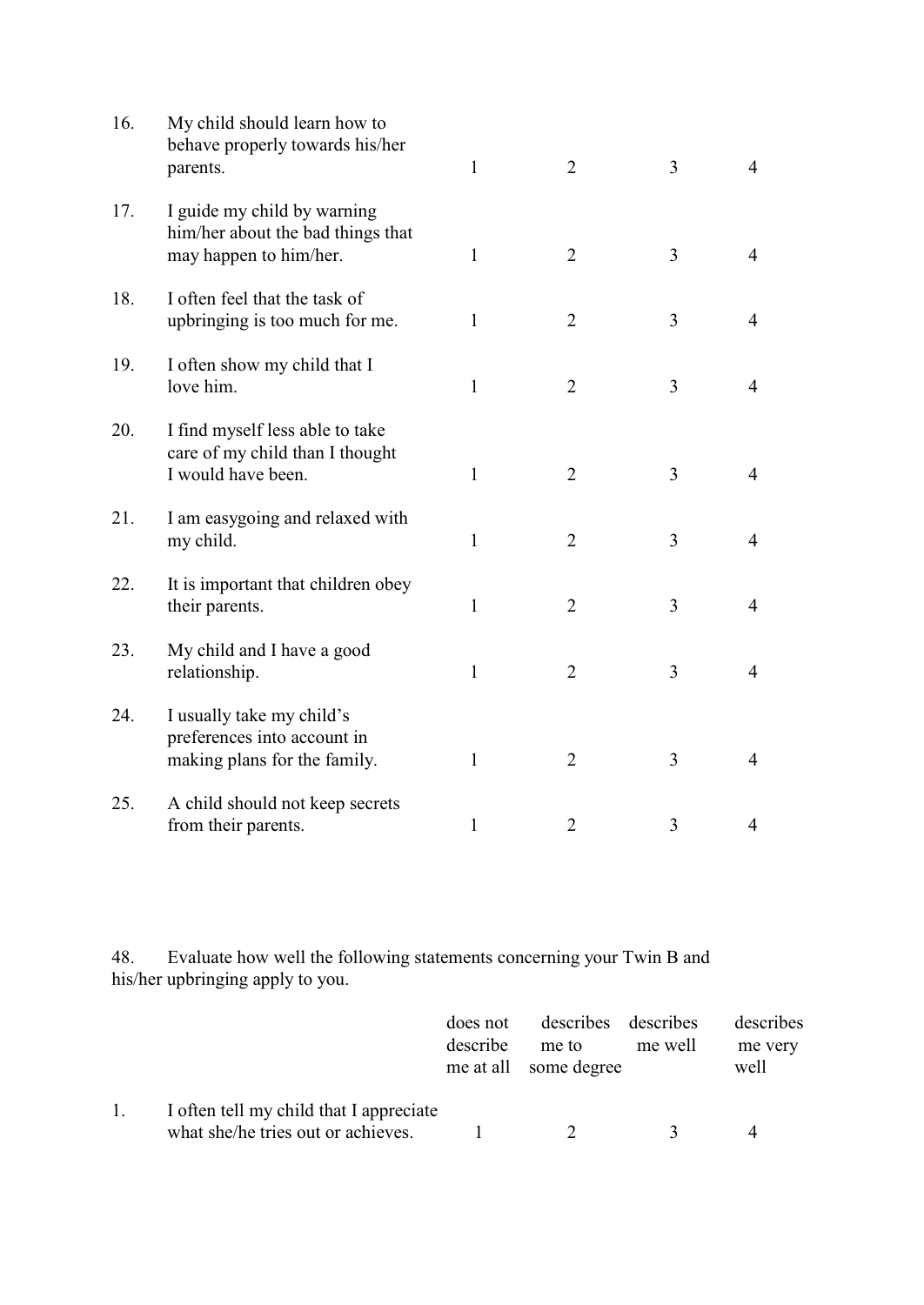| | | | | | |
|---|---|---|---|---|---|
| 16. | My child should learn how to behave properly towards his/her parents. | 1 | 2 | 3 | 4 |
| 17. | I guide my child by warning him/her about the bad things that may happen to him/her. | 1 | 2 | 3 | 4 |
| 18. | I often feel that the task of upbringing is too much for me. | 1 | 2 | 3 | 4 |
| 19. | I often show my child that I love him. | 1 | 2 | 3 | 4 |
| 20. | I find myself less able to take care of my child than I thought I would have been. | 1 | 2 | 3 | 4 |
| 21. | I am easygoing and relaxed with my child. | 1 | 2 | 3 | 4 |
| 22. | It is important that children obey their parents. | 1 | 2 | 3 | 4 |
| 23. | My child and I have a good relationship. | 1 | 2 | 3 | 4 |
| 24. | I usually take my child's preferences into account in making plans for the family. | 1 | 2 | 3 | 4 |
| 25. | A child should not keep secrets from their parents. | 1 | 2 | 3 | 4 |

48. Evaluate how well the following statements concerning your Twin B and his/her upbringing apply to you.

| | | does not describe me at all | describes me to some degree | describes me well | describes me very well |
|---|---|---|---|---|---|
| 1. | I often tell my child that I appreciate what she/he tries out or achieves. | 1 | 2 | 3 | 4 |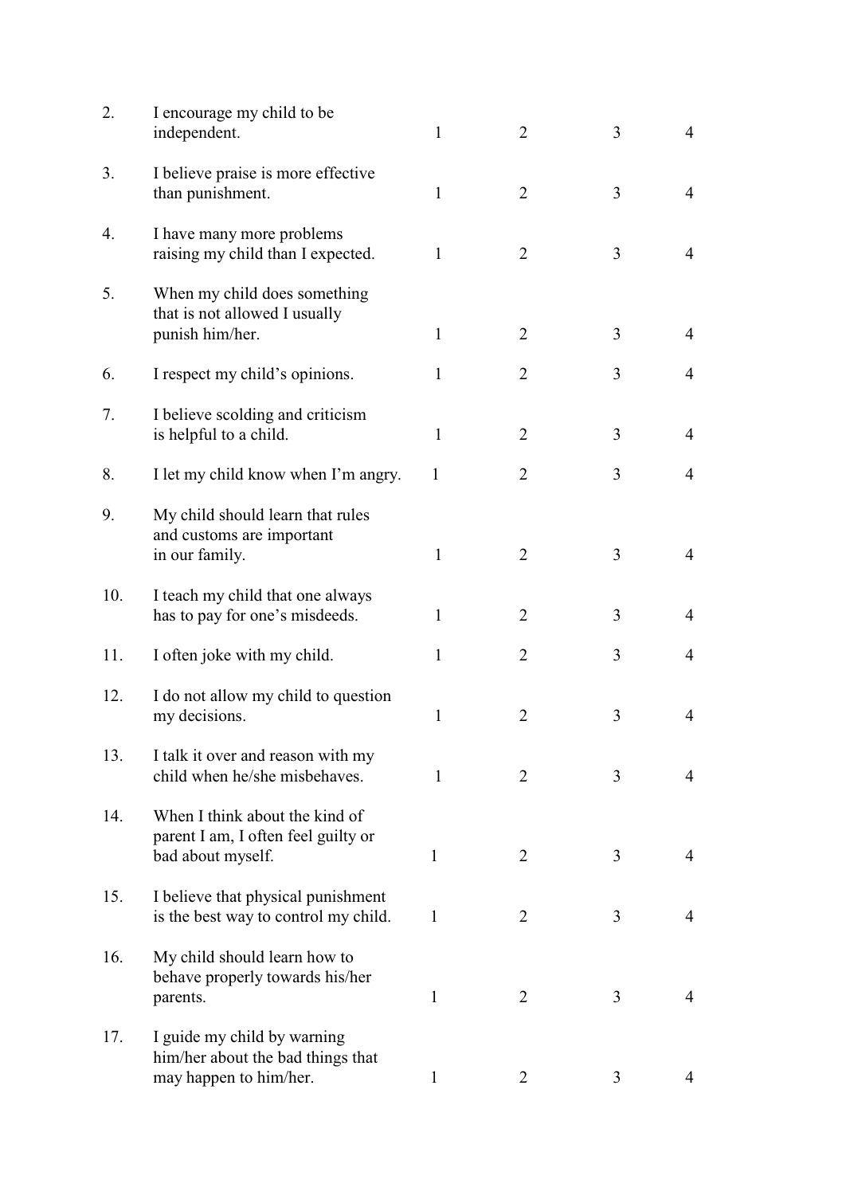| | | | | | |
|---|---|---|---|---|---|
| 2. | I encourage my child to be independent. | 1 | 2 | 3 | 4 |
| 3. | I believe praise is more effective than punishment. | 1 | 2 | 3 | 4 |
| 4. | I have many more problems raising my child than I expected. | 1 | 2 | 3 | 4 |
| 5. | When my child does something that is not allowed I usually punish him/her. | 1 | 2 | 3 | 4 |
| 6. | I respect my child's opinions. | 1 | 2 | 3 | 4 |
| 7. | I believe scolding and criticism is helpful to a child. | 1 | 2 | 3 | 4 |
| 8. | I let my child know when I'm angry. | 1 | 2 | 3 | 4 |
| 9. | My child should learn that rules and customs are important in our family. | 1 | 2 | 3 | 4 |
| 10. | I teach my child that one always has to pay for one's misdeeds. | 1 | 2 | 3 | 4 |
| 11. | I often joke with my child. | 1 | 2 | 3 | 4 |
| 12. | I do not allow my child to question my decisions. | 1 | 2 | 3 | 4 |
| 13. | I talk it over and reason with my child when he/she misbehaves. | 1 | 2 | 3 | 4 |
| 14. | When I think about the kind of parent I am, I often feel guilty or bad about myself. | 1 | 2 | 3 | 4 |
| 15. | I believe that physical punishment is the best way to control my child. | 1 | 2 | 3 | 4 |
| 16. | My child should learn how to behave properly towards his/her parents. | 1 | 2 | 3 | 4 |
| 17. | I guide my child by warning him/her about the bad things that may happen to him/her. | 1 | 2 | 3 | 4 |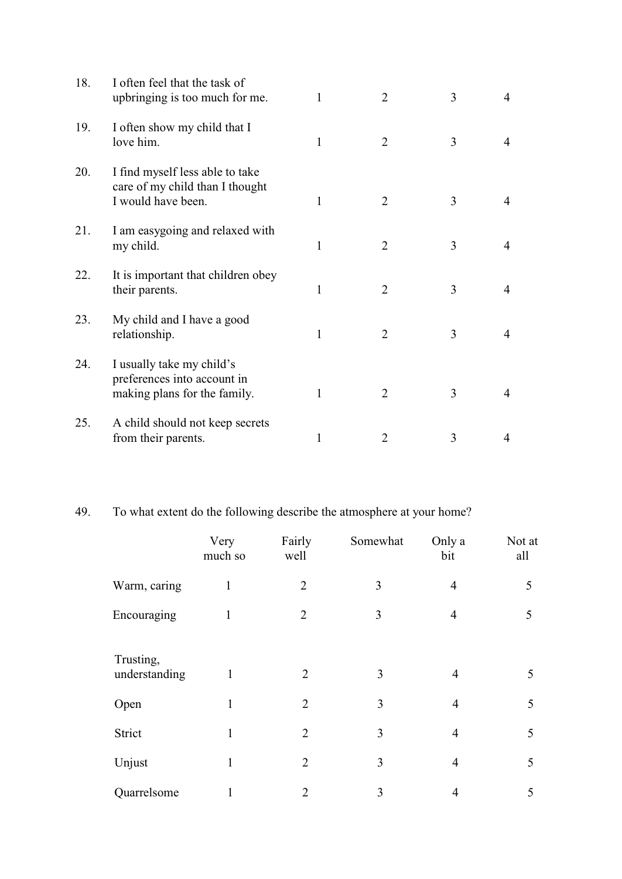| | | | | | |
|---|---|---|---|---|---|
| 18. | I often feel that the task of upbringing is too much for me. | 1 | 2 | 3 | 4 |
| 19. | I often show my child that I love him. | 1 | 2 | 3 | 4 |
| 20. | I find myself less able to take care of my child than I thought I would have been. | 1 | 2 | 3 | 4 |
| 21. | I am easygoing and relaxed with my child. | 1 | 2 | 3 | 4 |
| 22. | It is important that children obey their parents. | 1 | 2 | 3 | 4 |
| 23. | My child and I have a good relationship. | 1 | 2 | 3 | 4 |
| 24. | I usually take my child's preferences into account in making plans for the family. | 1 | 2 | 3 | 4 |
| 25. | A child should not keep secrets from their parents. | 1 | 2 | 3 | 4 |

49. To what extent do the following describe the atmosphere at your home?

| | Very much so | Fairly well | Somewhat | Only a bit | Not at all |
|---|---|---|---|---|---|
| Warm, caring | 1 | 2 | 3 | 4 | 5 |
| Encouraging | 1 | 2 | 3 | 4 | 5 |
| Trusting, understanding | 1 | 2 | 3 | 4 | 5 |
| Open | 1 | 2 | 3 | 4 | 5 |
| Strict | 1 | 2 | 3 | 4 | 5 |
| Unjust | 1 | 2 | 3 | 4 | 5 |
| Quarrelsome | 1 | 2 | 3 | 4 | 5 |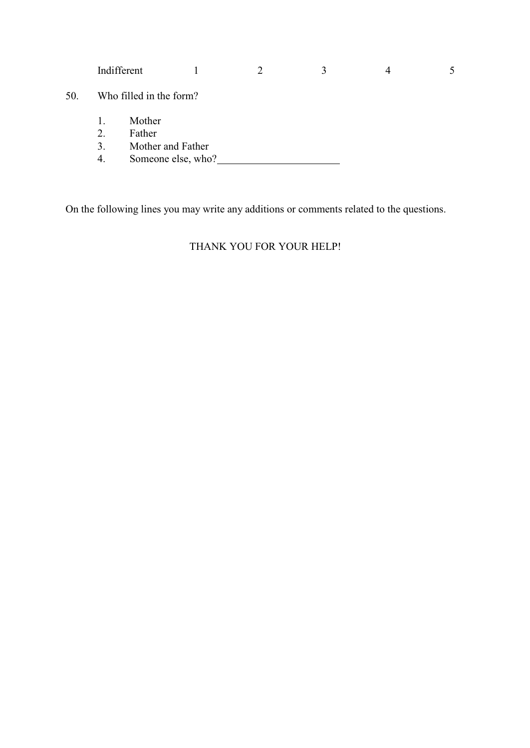| | | | | | |
|---|---|---|---|---|---|
| Indifferent | 1 | 2 | 3 | 4 | 5 |

50. Who filled in the form?

1. Mother
2. Father
3. Mother and Father
4. Someone else, who?______________________

On the following lines you may write any additions or comments related to the questions.

THANK YOU FOR YOUR HELP!